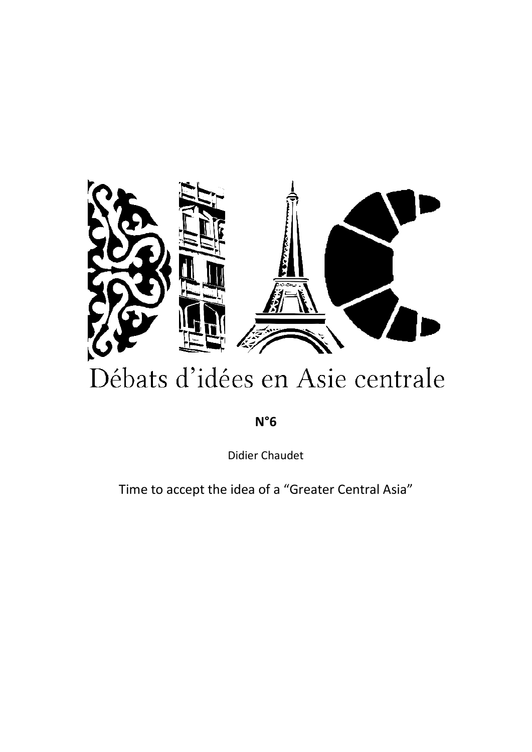# Débats d’idées en Asie centrale

**N°6**

Didier Chaudet

Time to accept the idea of a “Greater Central Asia”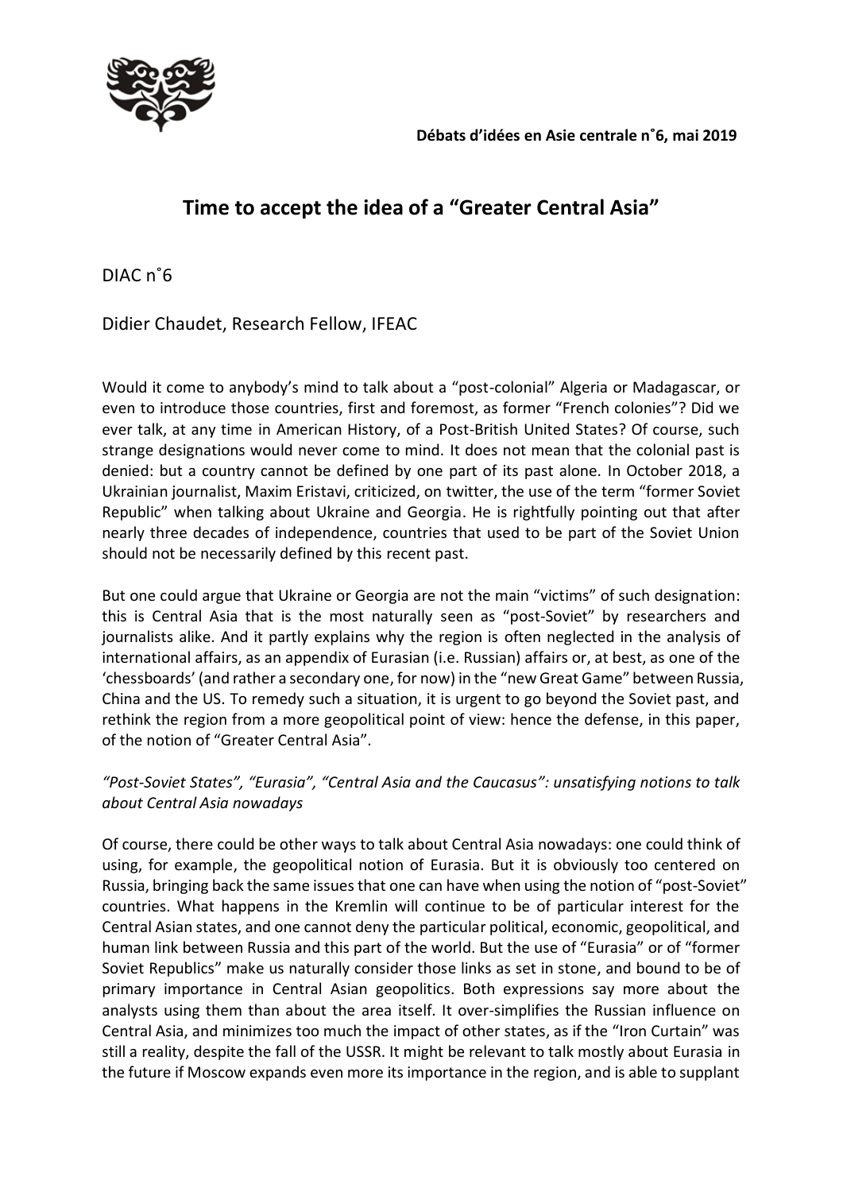**Débats d'idées en Asie centrale n°6, mai 2019**

# Time to accept the idea of a "Greater Central Asia"

DIAC n°6

Didier Chaudet, Research Fellow, IFEAC

Would it come to anybody's mind to talk about a "post-colonial" Algeria or Madagascar, or even to introduce those countries, first and foremost, as former "French colonies"? Did we ever talk, at any time in American History, of a Post-British United States? Of course, such strange designations would never come to mind. It does not mean that the colonial past is denied: but a country cannot be defined by one part of its past alone. In October 2018, a Ukrainian journalist, Maxim Eristavi, criticized, on twitter, the use of the term "former Soviet Republic" when talking about Ukraine and Georgia. He is rightfully pointing out that after nearly three decades of independence, countries that used to be part of the Soviet Union should not be necessarily defined by this recent past.

But one could argue that Ukraine or Georgia are not the main "victims" of such designation: this is Central Asia that is the most naturally seen as "post-Soviet" by researchers and journalists alike. And it partly explains why the region is often neglected in the analysis of international affairs, as an appendix of Eurasian (i.e. Russian) affairs or, at best, as one of the 'chessboards' (and rather a secondary one, for now) in the "new Great Game" between Russia, China and the US. To remedy such a situation, it is urgent to go beyond the Soviet past, and rethink the region from a more geopolitical point of view: hence the defense, in this paper, of the notion of "Greater Central Asia".

*"Post-Soviet States", "Eurasia", "Central Asia and the Caucasus": unsatisfying notions to talk about Central Asia nowadays*

Of course, there could be other ways to talk about Central Asia nowadays: one could think of using, for example, the geopolitical notion of Eurasia. But it is obviously too centered on Russia, bringing back the same issues that one can have when using the notion of "post-Soviet" countries. What happens in the Kremlin will continue to be of particular interest for the Central Asian states, and one cannot deny the particular political, economic, geopolitical, and human link between Russia and this part of the world. But the use of "Eurasia" or of "former Soviet Republics" make us naturally consider those links as set in stone, and bound to be of primary importance in Central Asian geopolitics. Both expressions say more about the analysts using them than about the area itself. It over-simplifies the Russian influence on Central Asia, and minimizes too much the impact of other states, as if the "Iron Curtain" was still a reality, despite the fall of the USSR. It might be relevant to talk mostly about Eurasia in the future if Moscow expands even more its importance in the region, and is able to supplant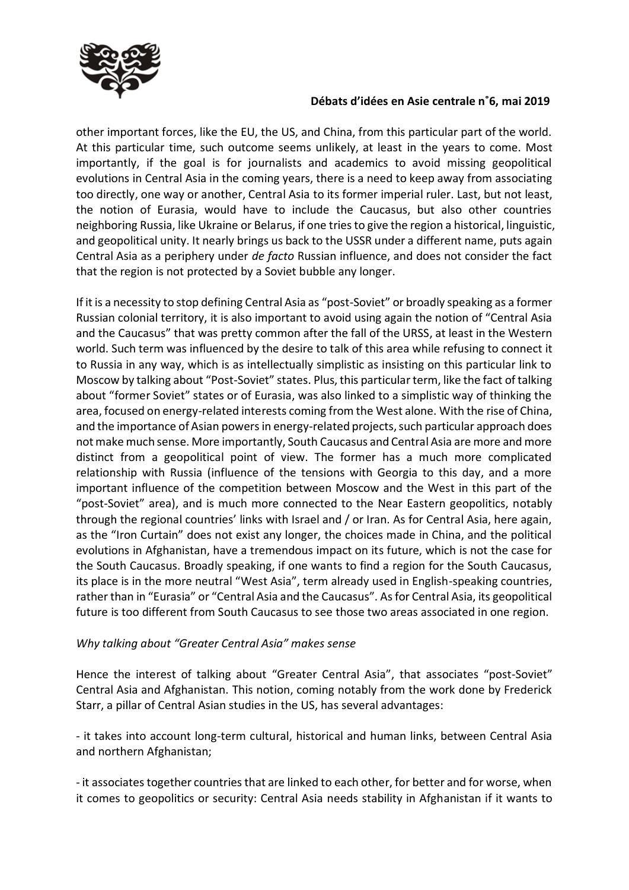other important forces, like the EU, the US, and China, from this particular part of the world. At this particular time, such outcome seems unlikely, at least in the years to come. Most importantly, if the goal is for journalists and academics to avoid missing geopolitical evolutions in Central Asia in the coming years, there is a need to keep away from associating too directly, one way or another, Central Asia to its former imperial ruler. Last, but not least, the notion of Eurasia, would have to include the Caucasus, but also other countries neighboring Russia, like Ukraine or Belarus, if one tries to give the region a historical, linguistic, and geopolitical unity. It nearly brings us back to the USSR under a different name, puts again Central Asia as a periphery under *de facto* Russian influence, and does not consider the fact that the region is not protected by a Soviet bubble any longer.

If it is a necessity to stop defining Central Asia as "post-Soviet" or broadly speaking as a former Russian colonial territory, it is also important to avoid using again the notion of "Central Asia and the Caucasus" that was pretty common after the fall of the URSS, at least in the Western world. Such term was influenced by the desire to talk of this area while refusing to connect it to Russia in any way, which is as intellectually simplistic as insisting on this particular link to Moscow by talking about "Post-Soviet" states. Plus, this particular term, like the fact of talking about "former Soviet" states or of Eurasia, was also linked to a simplistic way of thinking the area, focused on energy-related interests coming from the West alone. With the rise of China, and the importance of Asian powers in energy-related projects, such particular approach does not make much sense. More importantly, South Caucasus and Central Asia are more and more distinct from a geopolitical point of view. The former has a much more complicated relationship with Russia (influence of the tensions with Georgia to this day, and a more important influence of the competition between Moscow and the West in this part of the "post-Soviet" area), and is much more connected to the Near Eastern geopolitics, notably through the regional countries' links with Israel and / or Iran. As for Central Asia, here again, as the "Iron Curtain" does not exist any longer, the choices made in China, and the political evolutions in Afghanistan, have a tremendous impact on its future, which is not the case for the South Caucasus. Broadly speaking, if one wants to find a region for the South Caucasus, its place is in the more neutral "West Asia", term already used in English-speaking countries, rather than in "Eurasia" or "Central Asia and the Caucasus". As for Central Asia, its geopolitical future is too different from South Caucasus to see those two areas associated in one region.

*Why talking about "Greater Central Asia" makes sense*

Hence the interest of talking about "Greater Central Asia", that associates "post-Soviet" Central Asia and Afghanistan. This notion, coming notably from the work done by Frederick Starr, a pillar of Central Asian studies in the US, has several advantages:

- it takes into account long-term cultural, historical and human links, between Central Asia and northern Afghanistan;

- it associates together countries that are linked to each other, for better and for worse, when it comes to geopolitics or security: Central Asia needs stability in Afghanistan if it wants to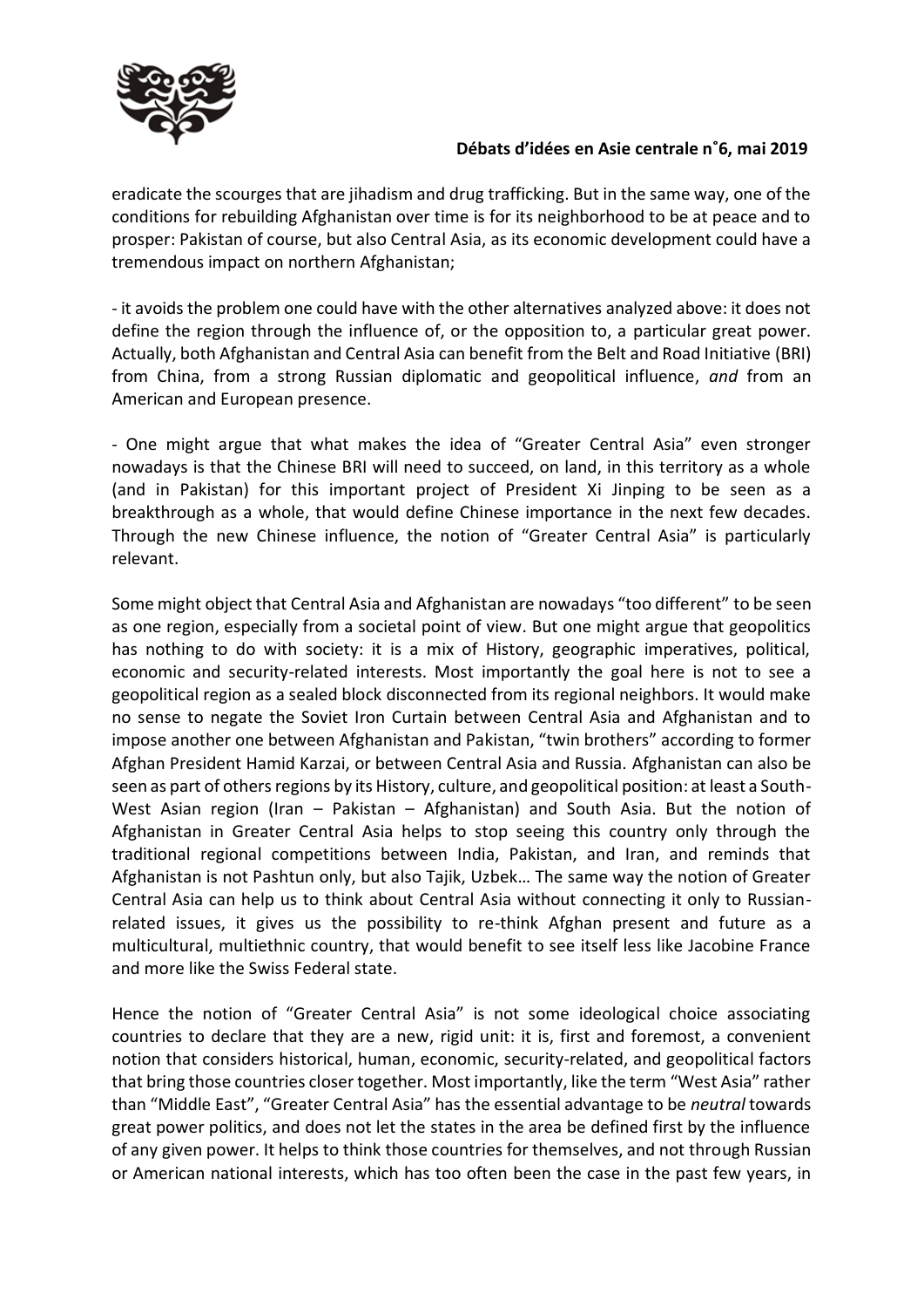eradicate the scourges that are jihadism and drug trafficking. But in the same way, one of the conditions for rebuilding Afghanistan over time is for its neighborhood to be at peace and to prosper: Pakistan of course, but also Central Asia, as its economic development could have a tremendous impact on northern Afghanistan;

- it avoids the problem one could have with the other alternatives analyzed above: it does not define the region through the influence of, or the opposition to, a particular great power. Actually, both Afghanistan and Central Asia can benefit from the Belt and Road Initiative (BRI) from China, from a strong Russian diplomatic and geopolitical influence, *and* from an American and European presence.

- One might argue that what makes the idea of "Greater Central Asia" even stronger nowadays is that the Chinese BRI will need to succeed, on land, in this territory as a whole (and in Pakistan) for this important project of President Xi Jinping to be seen as a breakthrough as a whole, that would define Chinese importance in the next few decades. Through the new Chinese influence, the notion of "Greater Central Asia" is particularly relevant.

Some might object that Central Asia and Afghanistan are nowadays "too different" to be seen as one region, especially from a societal point of view. But one might argue that geopolitics has nothing to do with society: it is a mix of History, geographic imperatives, political, economic and security-related interests. Most importantly the goal here is not to see a geopolitical region as a sealed block disconnected from its regional neighbors. It would make no sense to negate the Soviet Iron Curtain between Central Asia and Afghanistan and to impose another one between Afghanistan and Pakistan, "twin brothers" according to former Afghan President Hamid Karzai, or between Central Asia and Russia. Afghanistan can also be seen as part of others regions by its History, culture, and geopolitical position: at least a South-West Asian region (Iran – Pakistan – Afghanistan) and South Asia. But the notion of Afghanistan in Greater Central Asia helps to stop seeing this country only through the traditional regional competitions between India, Pakistan, and Iran, and reminds that Afghanistan is not Pashtun only, but also Tajik, Uzbek… The same way the notion of Greater Central Asia can help us to think about Central Asia without connecting it only to Russian-related issues, it gives us the possibility to re-think Afghan present and future as a multicultural, multiethnic country, that would benefit to see itself less like Jacobine France and more like the Swiss Federal state.

Hence the notion of "Greater Central Asia" is not some ideological choice associating countries to declare that they are a new, rigid unit: it is, first and foremost, a convenient notion that considers historical, human, economic, security-related, and geopolitical factors that bring those countries closer together. Most importantly, like the term "West Asia" rather than "Middle East", "Greater Central Asia" has the essential advantage to be *neutral* towards great power politics, and does not let the states in the area be defined first by the influence of any given power. It helps to think those countries for themselves, and not through Russian or American national interests, which has too often been the case in the past few years, in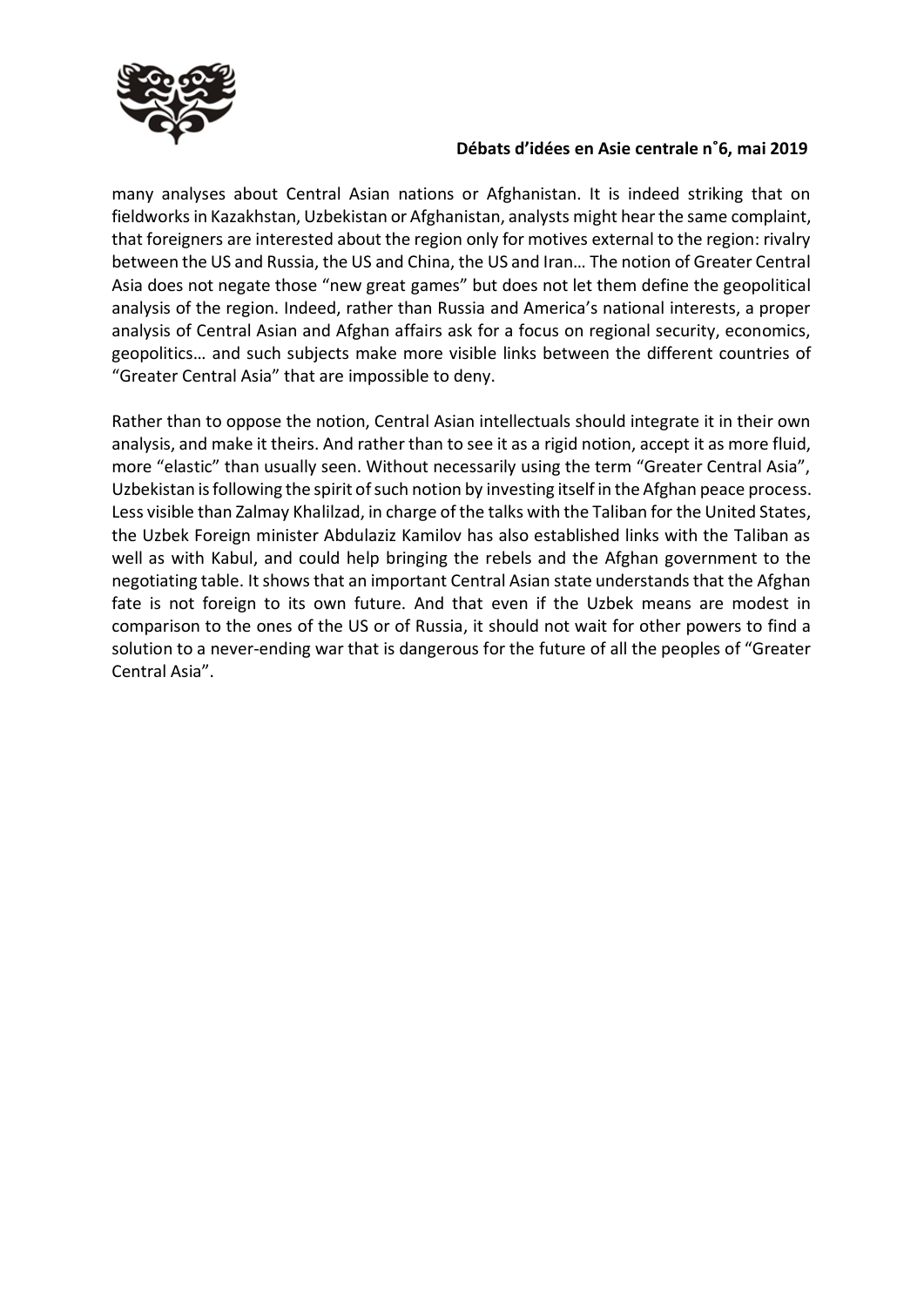many analyses about Central Asian nations or Afghanistan. It is indeed striking that on fieldworks in Kazakhstan, Uzbekistan or Afghanistan, analysts might hear the same complaint, that foreigners are interested about the region only for motives external to the region: rivalry between the US and Russia, the US and China, the US and Iran… The notion of Greater Central Asia does not negate those "new great games" but does not let them define the geopolitical analysis of the region. Indeed, rather than Russia and America's national interests, a proper analysis of Central Asian and Afghan affairs ask for a focus on regional security, economics, geopolitics… and such subjects make more visible links between the different countries of "Greater Central Asia" that are impossible to deny.

Rather than to oppose the notion, Central Asian intellectuals should integrate it in their own analysis, and make it theirs. And rather than to see it as a rigid notion, accept it as more fluid, more "elastic" than usually seen. Without necessarily using the term "Greater Central Asia", Uzbekistan is following the spirit of such notion by investing itself in the Afghan peace process. Less visible than Zalmay Khalilzad, in charge of the talks with the Taliban for the United States, the Uzbek Foreign minister Abdulaziz Kamilov has also established links with the Taliban as well as with Kabul, and could help bringing the rebels and the Afghan government to the negotiating table. It shows that an important Central Asian state understands that the Afghan fate is not foreign to its own future. And that even if the Uzbek means are modest in comparison to the ones of the US or of Russia, it should not wait for other powers to find a solution to a never-ending war that is dangerous for the future of all the peoples of "Greater Central Asia".